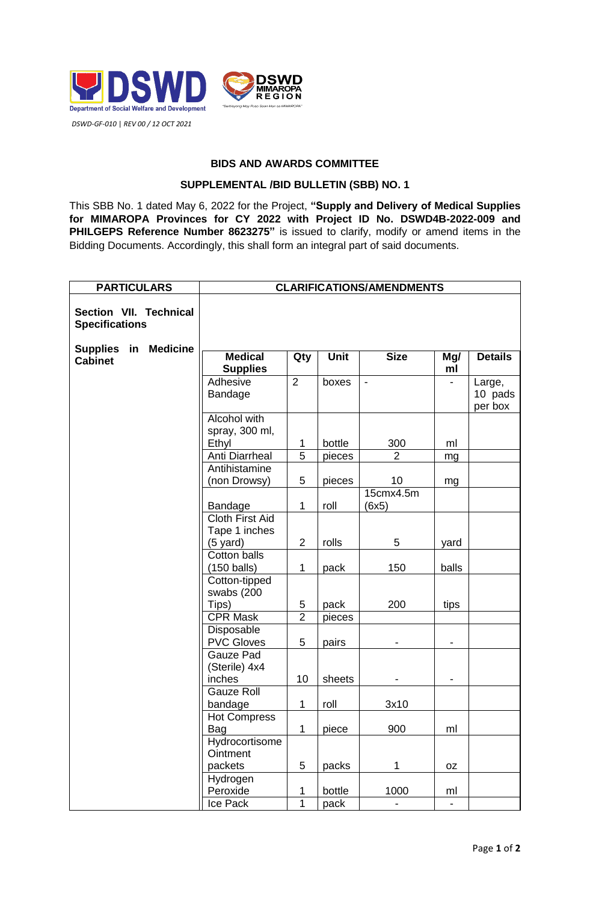DSWD-GF-010 | REV 00 / 12 OCT 2021

## BIDS AND AWARDS COMMITTEE

### SUPPLEMENTAL /BID BULLETIN (SBB) NO. 1

This SBB No. 1 dated May 6, 2022 for the Project, **"Supply and Delivery of Medical Supplies for MIMAROPA Provinces for CY 2022 with Project ID No. DSWD4B-2022-009 and PHILGEPS Reference Number 8623275"** is issued to clarify, modify or amend items in the Bidding Documents. Accordingly, this shall form an integral part of said documents.

| PARTICULARS | CLARIFICATIONS/AMENDMENTS | | | | | |
|---|---|---|---|---|---|---|
| **Section VII. Technical Specifications** | | | | | | |
| **Supplies in Medicine Cabinet** | **Medical Supplies** | **Qty** | **Unit** | **Size** | **Mg/ ml** | **Details** |
| | Adhesive Bandage | 2 | boxes | - | - | Large, 10 pads per box |
| | Alcohol with spray, 300 ml, Ethyl | 1 | bottle | 300 | ml | |
| | Anti Diarrheal | 5 | pieces | 2 | mg | |
| | Antihistamine (non Drowsy) | 5 | pieces | 10 | mg | |
| | Bandage | 1 | roll | 15cmx4.5m (6x5) | | |
| | Cloth First Aid Tape 1 inches (5 yard) | 2 | rolls | 5 | yard | |
| | Cotton balls (150 balls) | 1 | pack | 150 | balls | |
| | Cotton-tipped swabs (200 Tips) | 5 | pack | 200 | tips | |
| | CPR Mask | 2 | pieces | | | |
| | Disposable PVC Gloves | 5 | pairs | - | - | |
| | Gauze Pad (Sterile) 4x4 inches | 10 | sheets | - | - | |
| | Gauze Roll bandage | 1 | roll | 3x10 | | |
| | Hot Compress Bag | 1 | piece | 900 | ml | |
| | Hydrocortisome Ointment packets | 5 | packs | 1 | oz | |
| | Hydrogen Peroxide | 1 | bottle | 1000 | ml | |
| | Ice Pack | 1 | pack | - | - | |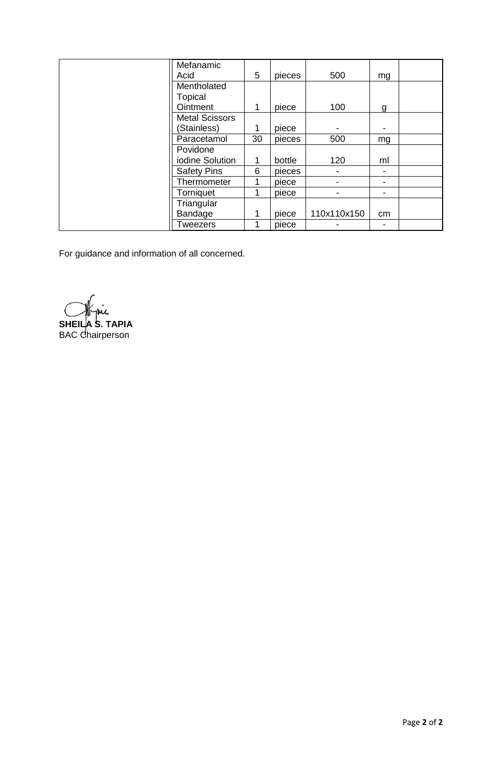| | | | | | | |
|---|---|---|---|---|---|---|
| | Mefanamic Acid | 5 | pieces | 500 | mg | |
| | Mentholated Topical Ointment | 1 | piece | 100 | g | |
| | Metal Scissors (Stainless) | 1 | piece | - | - | |
| | Paracetamol | 30 | pieces | 500 | mg | |
| | Povidone iodine Solution | 1 | bottle | 120 | ml | |
| | Safety Pins | 6 | pieces | - | - | |
| | Thermometer | 1 | piece | - | - | |
| | Torniquet | 1 | piece | - | - | |
| | Triangular Bandage | 1 | piece | 110x110x150 | cm | |
| | Tweezers | 1 | piece | - | - | |

For guidance and information of all concerned.

**SHEILA S. TAPIA**
BAC Chairperson